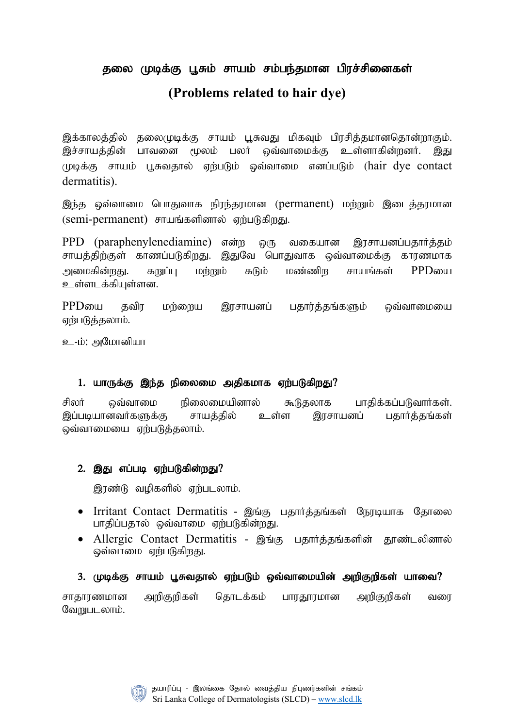# தலை முடிக்கு பூசும் சாயம் சம்பந்தமான பிரச்சினைகள்

## (Problems related to hair dye)

இக்காலத்தில் தலைமுடிக்கு சாயம் பூசுவது மிகவும் பிரசித்தமானதொன்றாகும். இச்சாயத்தின் பாவனை மூலம் பலர் ஒவ்வாமைக்கு உள்ளாகின்றனர். இது முடிக்கு சாயம் பூசுவதால் ஏற்படும் ஒவ்வாமை எனப்படும் (hair dye contact dermatitis).

இந்த ஒவ்வாமை பொதுவாக நிரந்தரமான (permanent) மற்றும் இடைத்தரமான (semi-permanent) சாயங்களினால் ஏற்படுகிறது.

PPD (paraphenylenediamine) என்ற ஒரு வகையான இரசாயனப்பதார்த்தம் சாயத்திற்குள் காணப்படுகிறது. இதுவே பொதுவாக ஒவ்வாமைக்கு காரணமாக அமைகின்றது. கறுப்பு மற்றும் கடும் மண்ணிற சாயங்கள் PPDயை உள்ளடக்கியுள்ளன.

PPDயை தவிர மற்றைய இரசாயனப் பதார்த்தங்களும் ஒவ்வாமையை ஏற்படுத்தலாம்.

உ-ம்: அமோனியா

### 1. யாருக்கு இந்த நிலைமை அதிகமாக ஏற்படுகிறது?

சிலர் ஒவ்வாமை நிலைமையினால் கூடுதலாக பாதிக்கப்படுவார்கள். இப்படியானவர்களுக்கு சாயத்தில் உள்ள இரசாயனப் பதார்த்தங்கள் ஒவ்வாமையை ஏற்படுத்தலாம்.

### 2. இது எப்படி ஏற்படுகின்றது?

இரண்டு வழிகளில் ஏற்படலாம்.

- Irritant Contact Dermatitis - இங்கு பதார்த்தங்கள் நேரடியாக தோலை பாதிப்பதால் ஒவ்வாமை ஏற்படுகின்றது.
- Allergic Contact Dermatitis - இங்கு பதார்த்தங்களின் தூண்டலினால் ஒவ்வாமை ஏற்படுகிறது.

### 3. முடிக்கு சாயம் பூசுவதால் ஏற்படும் ஒவ்வாமையின் அறிகுறிகள் யாவை?

சாதாரணமான அறிகுறிகள் தொடக்கம் பாரதூரமான அறிகுறிகள் வரை வேறுபடலாம்.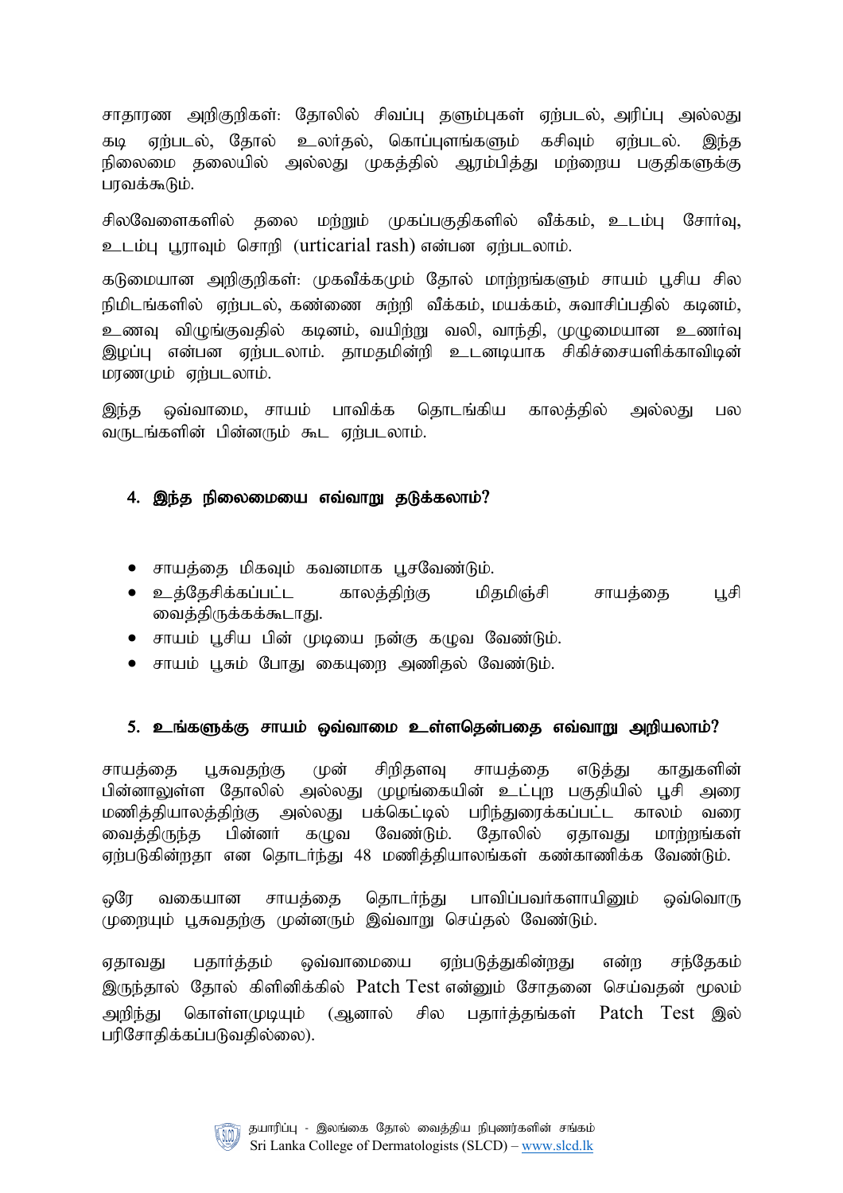சாதாரண அறிகுறிகள்: தோலில் சிவப்பு தளும்புகள் ஏற்படல், அரிப்பு அல்லது கடி ஏற்படல், தோல் உலர்தல், கொப்புளங்களும் கசிவும் ஏற்படல். இந்த நிலைமை தலையில் அல்லது முகத்தில் ஆரம்பித்து மற்றைய பகுதிகளுக்கு பரவக்கூடும்.

சிலவேளைகளில் தலை மற்றும் முகப்பகுதிகளில் வீக்கம், உடம்பு சோர்வு, உடம்பு பூராவும் சொறி (urticarial rash) என்பன ஏற்படலாம்.

கடுமையான அறிகுறிகள்: முகவீக்கமும் தோல் மாற்றங்களும் சாயம் பூசிய சில நிமிடங்களில் ஏற்படல், கண்ணை சுற்றி வீக்கம், மயக்கம், சுவாசிப்பதில் கடினம், உணவு விழுங்குவதில் கடினம், வயிற்று வலி, வாந்தி, முழுமையான உணர்வு இழப்பு என்பன ஏற்படலாம். தாமதமின்றி உடனடியாக சிகிச்சையளிக்காவிடின் மரணமும் ஏற்படலாம்.

இந்த ஒவ்வாமை, சாயம் பாவிக்க தொடங்கிய காலத்தில் அல்லது பல வருடங்களின் பின்னரும் கூட ஏற்படலாம்.

### 4. இந்த நிலைமையை எவ்வாறு தடுக்கலாம்?

- சாயத்தை மிகவும் கவனமாக பூசவேண்டும்.
- உத்தேசிக்கப்பட்ட காலத்திற்கு மிதமிஞ்சி சாயத்தை பூசி வைத்திருக்கக்கூடாது.
- சாயம் பூசிய பின் முடியை நன்கு கழுவ வேண்டும்.
- சாயம் பூசும் போது கையுறை அணிதல் வேண்டும்.

### 5. உங்களுக்கு சாயம் ஒவ்வாமை உள்ளதென்பதை எவ்வாறு அறியலாம்?

சாயத்தை பூசுவதற்கு முன் சிறிதளவு சாயத்தை எடுத்து காதுகளின் பின்னாலுள்ள தோலில் அல்லது முழங்கையின் உட்புற பகுதியில் பூசி அரை மணித்தியாலத்திற்கு அல்லது பக்கெட்டில் பரிந்துரைக்கப்பட்ட காலம் வரை வைத்திருந்த பின்னர் கழுவ வேண்டும். தோலில் ஏதாவது மாற்றங்கள் ஏற்படுகின்றதா என தொடர்ந்து 48 மணித்தியாலங்கள் கண்காணிக்க வேண்டும்.

ஒரே வகையான சாயத்தை தொடர்ந்து பாவிப்பவர்களாயினும் ஒவ்வொரு முறையும் பூசுவதற்கு முன்னரும் இவ்வாறு செய்தல் வேண்டும்.

ஏதாவது பதார்த்தம் ஒவ்வாமையை ஏற்படுத்துகின்றது என்ற சந்தேகம் இருந்தால் தோல் கிளினிக்கில் Patch Test என்னும் சோதனை செய்வதன் மூலம் அறிந்து கொள்ளமுடியும் (ஆனால் சில பதார்த்தங்கள் Patch Test இல் பரிசோதிக்கப்படுவதில்லை).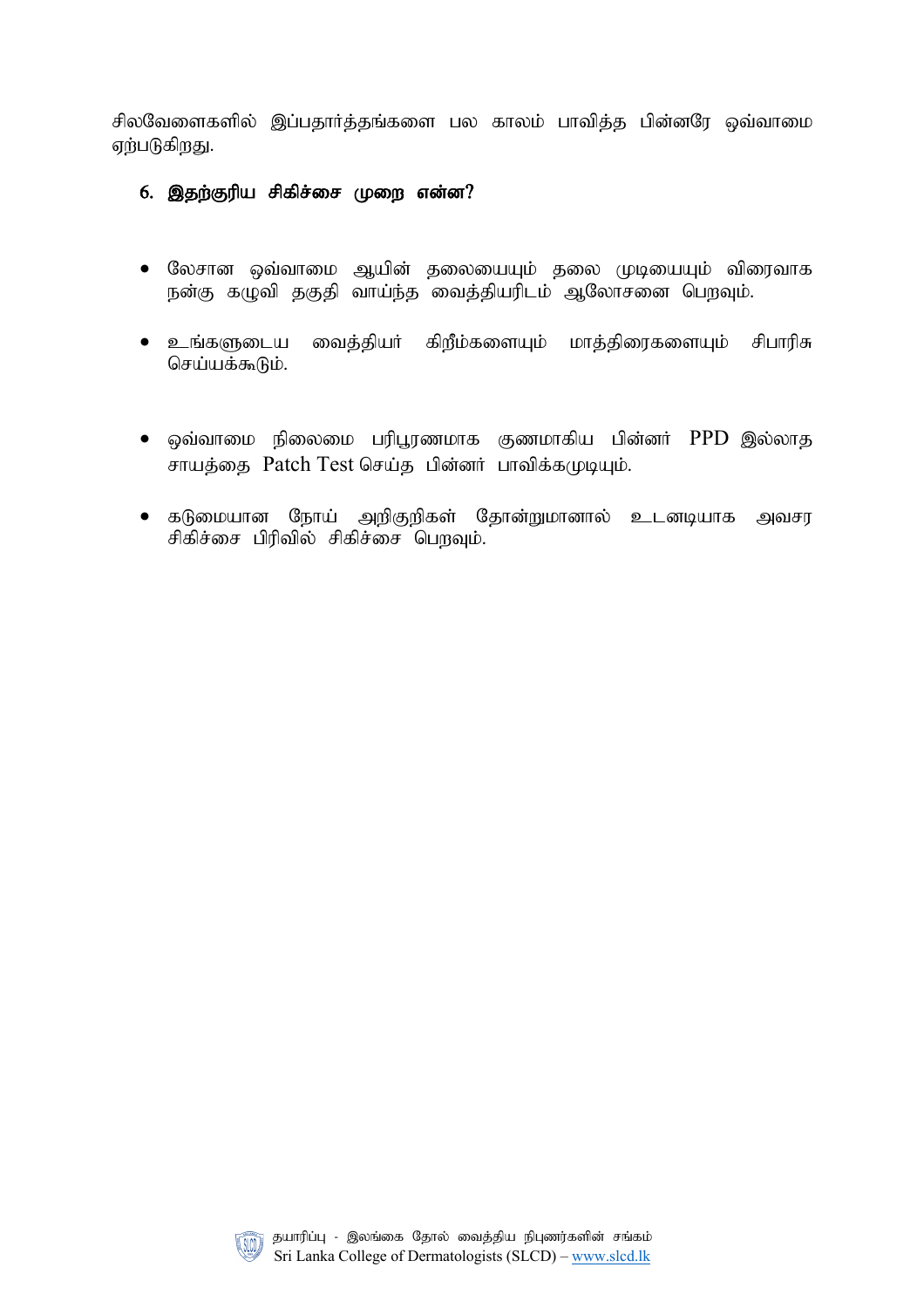சிலவேளைகளில் இப்பதார்த்தங்களை பல காலம் பாவித்த பின்னரே ஒவ்வாமை ஏற்படுகிறது.

### 6. இதற்குரிய சிகிச்சை முறை என்ன?

- லேசான ஒவ்வாமை ஆயின் தலையையும் தலை முடியையும் விரைவாக நன்கு கழுவி தகுதி வாய்ந்த வைத்தியரிடம் ஆலோசனை பெறவும்.
- உங்களுடைய வைத்தியர் கிறீம்களையும் மாத்திரைகளையும் சிபாரிசு செய்யக்கூடும்.
- ஒவ்வாமை நிலைமை பரிபூரணமாக குணமாகிய பின்னர் PPD இல்லாத சாயத்தை Patch Test செய்த பின்னர் பாவிக்கமுடியும்.
- கடுமையான நோய் அறிகுறிகள் தோன்றுமானால் உடனடியாக அவசர சிகிச்சை பிரிவில் சிகிச்சை பெறவும்.